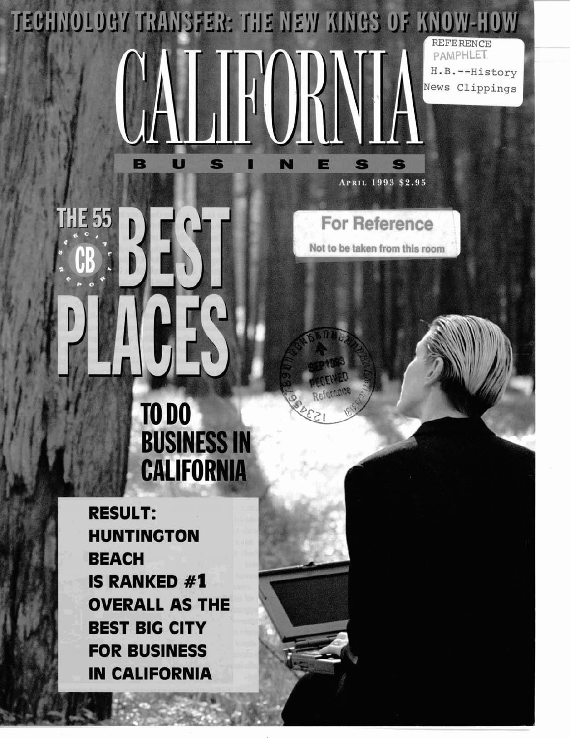TECHNOLOGY TRANSFER: THE NEW KINGS OF KNOW-HOW

REFERENCE PAMPHLET
H.B.--History
News Clippings

# CALIFORNIA BUSINESS

APRIL 1993 $2.95

For Reference
Not to be taken from this room

SPECIAL CB REPORT

# THE 55 BEST PLACES

## TO DO BUSINESS IN CALIFORNIA

SEP 1993 RECEIVED Reference

**RESULT: HUNTINGTON BEACH IS RANKED #1 OVERALL AS THE BEST BIG CITY FOR BUSINESS IN CALIFORNIA**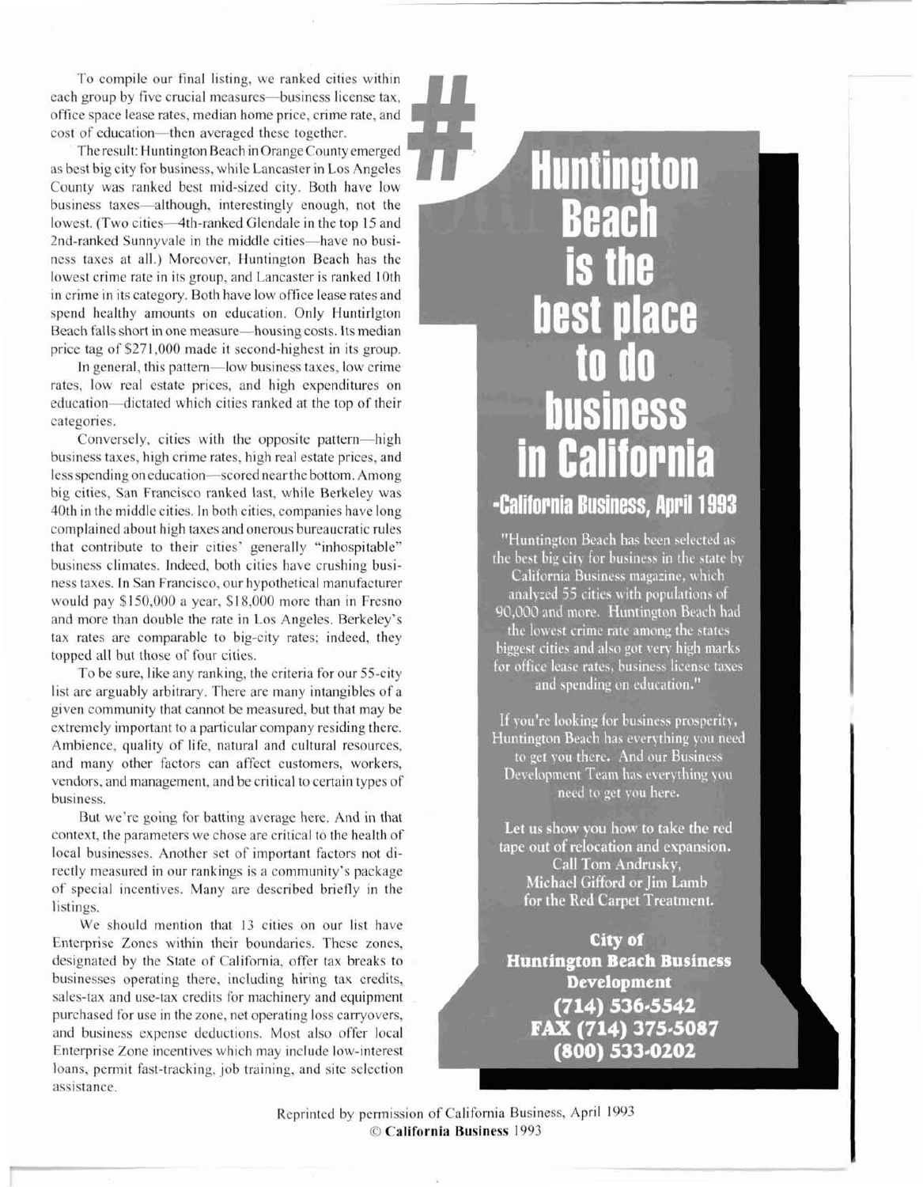To compile our final listing, we ranked cities within each group by five crucial measures—business license tax, office space lease rates, median home price, crime rate, and cost of education—then averaged these together.

The result: Huntington Beach in Orange County emerged as best big city for business, while Lancaster in Los Angeles County was ranked best mid-sized city. Both have low business taxes—although, interestingly enough, not the lowest. (Two cities—4th-ranked Glendale in the top 15 and 2nd-ranked Sunnyvale in the middle cities—have no business taxes at all.) Moreover, Huntington Beach has the lowest crime rate in its group, and Lancaster is ranked 10th in crime in its category. Both have low office lease rates and spend healthy amounts on education. Only Huntirlgton Beach falls short in one measure—housing costs. Its median price tag of $271,000 made it second-highest in its group.

In general, this pattern—low business taxes, low crime rates, low real estate prices, and high expenditures on education—dictated which cities ranked at the top of their categories.

Conversely, cities with the opposite pattern—high business taxes, high crime rates, high real estate prices, and less spending on education—scored near the bottom. Among big cities, San Francisco ranked last, while Berkeley was 40th in the middle cities. In both cities, companies have long complained about high taxes and onerous bureaucratic rules that contribute to their cities' generally "inhospitable" business climates. Indeed, both cities have crushing business taxes. In San Francisco, our hypothetical manufacturer would pay $150,000 a year, $18,000 more than in Fresno and more than double the rate in Los Angeles. Berkeley's tax rates are comparable to big-city rates; indeed, they topped all but those of four cities.

To be sure, like any ranking, the criteria for our 55-city list are arguably arbitrary. There are many intangibles of a given community that cannot be measured, but that may be extremely important to a particular company residing there. Ambience, quality of life, natural and cultural resources, and many other factors can affect customers, workers, vendors, and management, and be critical to certain types of business.

But we're going for batting average here. And in that context, the parameters we chose are critical to the health of local businesses. Another set of important factors not directly measured in our rankings is a community's package of special incentives. Many are described briefly in the listings.

We should mention that 13 cities on our list have Enterprise Zones within their boundaries. These zones, designated by the State of California, offer tax breaks to businesses operating there, including hiring tax credits, sales-tax and use-tax credits for machinery and equipment purchased for use in the zone, net operating loss carryovers, and business expense deductions. Most also offer local Enterprise Zone incentives which may include low-interest loans, permit fast-tracking, job training, and site selection assistance.

# #1 Huntington Beach is the best place to do business in California

## -California Business, April 1993

"Huntington Beach has been selected as the best big city for business in the state by California Business magazine, which analyzed 55 cities with populations of 90,000 and more. Huntington Beach had the lowest crime rate among the states biggest cities and also got very high marks for office lease rates, business license taxes and spending on education."

If you're looking for business prosperity, Huntington Beach has everything you need to get you there. And our Business Development Team has everything you need to get you here.

**Let us show you how to take the red tape out of relocation and expansion. Call Tom Andrusky, Michael Gifford or Jim Lamb for the Red Carpet Treatment.**

**City of Huntington Beach Business Development**
**(714) 536-5542**
**FAX (714) 375-5087**
**(800) 533-0202**

Reprinted by permission of California Business, April 1993
© **California Business** 1993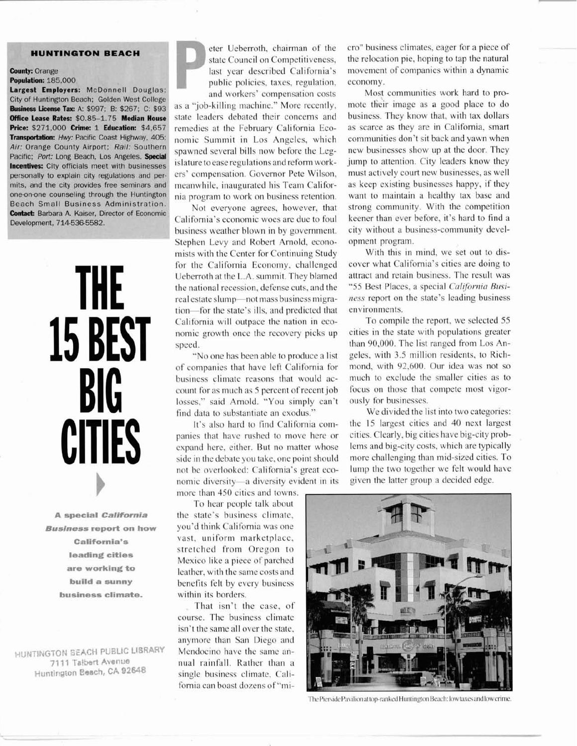### HUNTINGTON BEACH

**County:** Orange
**Population:** 185,000
**Largest Employers:** McDonnell Douglas; City of Huntington Beach; Golden West College
**Business License Tax:** A: $997; B: $267; C: $93
**Office Lease Rates:** $0.85–1.75 **Median House Price:** $271,000 **Crime:** 1 **Education:** $4,657
**Transportation:** *Hwy:* Pacific Coast Highway, 405; *Air:* Orange County Airport; *Rail:* Southern Pacific; *Port:* Long Beach, Los Angeles. **Special Incentives:** City officials meet with businesses personally to explain city regulations and permits, and the city provides free seminars and one-on-one counseling through the Huntington Beach Small Business Administration.
**Contact:** Barbara A. Kaiser, Director of Economic Development, 714-536-5582.

# THE 15 BEST BIG CITIES

**A special *California Business* report on how California's leading cities are working to build a sunny business climate.**

HUNTINGTON BEACH PUBLIC LIBRARY
7111 Talbert Avenue
Huntington Beach, CA 92648

Peter Ueberroth, chairman of the state Council on Competitiveness, last year described California's public policies, taxes, regulation, and workers' compensation costs as a "job-killing machine." More recently, state leaders debated their concerns and remedies at the February California Economic Summit in Los Angeles, which spawned several bills now before the Legislature to ease regulations and reform workers' compensation. Governor Pete Wilson, meanwhile, inaugurated his Team California program to work on business retention.

Not everyone agrees, however, that California's economic woes are due to foul business weather blown in by government. Stephen Levy and Robert Arnold, economists with the Center for Continuing Study for the California Economy, challenged Ueberroth at the L.A. summit. They blamed the national recession, defense cuts, and the real estate slump—not mass business migration—for the state's ills, and predicted that California will outpace the nation in economic growth once the recovery picks up speed.

"No one has been able to produce a list of companies that have left California for business climate reasons that would account for as much as 5 percent of recent job losses," said Arnold. "You simply can't find data to substantiate an exodus."

It's also hard to find California companies that have rushed to move here or expand here, either. But no matter whose side in the debate you take, one point should not be overlooked: California's great economic diversity—a diversity evident in its more than 450 cities and towns.

To hear people talk about the state's business climate, you'd think California was one vast, uniform marketplace, stretched from Oregon to Mexico like a piece of parched leather, with the same costs and benefits felt by every business within its borders.

That isn't the case, of course. The business climate isn't the same all over the state, anymore than San Diego and Mendocino have the same annual rainfall. Rather than a single business climate, California can boast dozens of "micro" business climates, eager for a piece of the relocation pie, hoping to tap the natural movement of companies within a dynamic economy.

Most communities work hard to promote their image as a good place to do business. They know that, with tax dollars as scarce as they are in California, smart communities don't sit back and yawn when new businesses show up at the door. They jump to attention. City leaders know they must actively court new businesses, as well as keep existing businesses happy, if they want to maintain a healthy tax base and strong community. With the competition keener than ever before, it's hard to find a city without a business-community development program.

With this in mind, we set out to discover what California's cities are doing to attract and retain business. The result was "55 Best Places, a special *California Business* report on the state's leading business environments.

To compile the report, we selected 55 cities in the state with populations greater than 90,000. The list ranged from Los Angeles, with 3.5 million residents, to Richmond, with 92,600. Our idea was not so much to exclude the smaller cities as to focus on those that compete most vigorously for businesses.

We divided the list into two categories: the 15 largest cities and 40 next largest cities. Clearly, big cities have big-city problems and big-city costs, which are typically more challenging than mid-sized cities. To lump the two together we felt would have given the latter group a decided edge.

The Pierside Pavilion at top-ranked Huntington Beach: low taxes and low crime.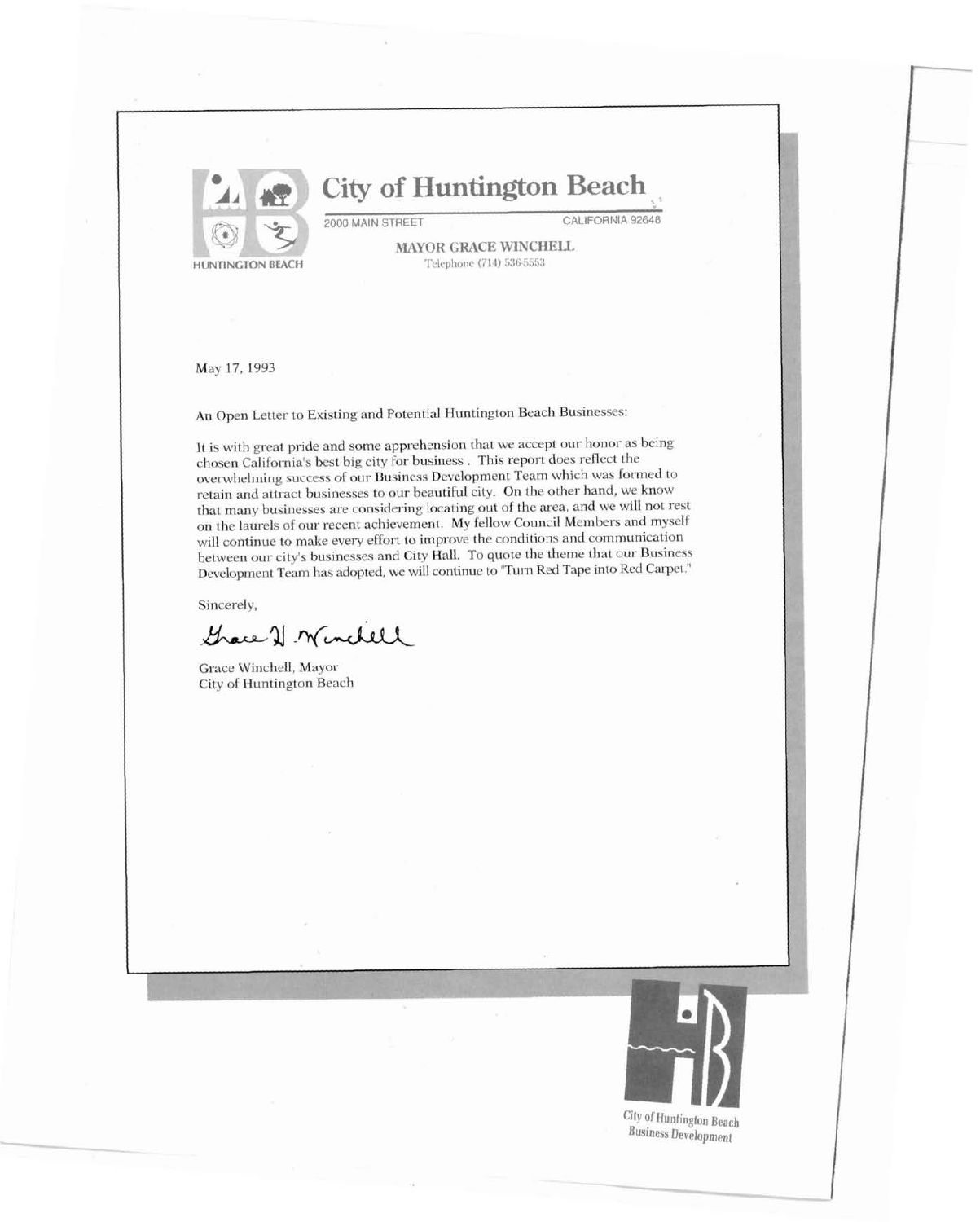# City of Huntington Beach

2000 MAIN STREET CALIFORNIA 92648

HUNTINGTON BEACH

**MAYOR GRACE WINCHELL**
Telephone (714) 536-5553

May 17, 1993

An Open Letter to Existing and Potential Huntington Beach Businesses:

It is with great pride and some apprehension that we accept our honor as being chosen California's best big city for business . This report does reflect the overwhelming success of our Business Development Team which was formed to retain and attract businesses to our beautiful city. On the other hand, we know that many businesses are considering locating out of the area, and we will not rest on the laurels of our recent achievement. My fellow Council Members and myself will continue to make every effort to improve the conditions and communication between our city's businesses and City Hall. To quote the theme that our Business Development Team has adopted, we will continue to "Turn Red Tape into Red Carpet."

Sincerely,

Grace H. Winchell

Grace Winchell, Mayor
City of Huntington Beach

City of Huntington Beach
Business Development